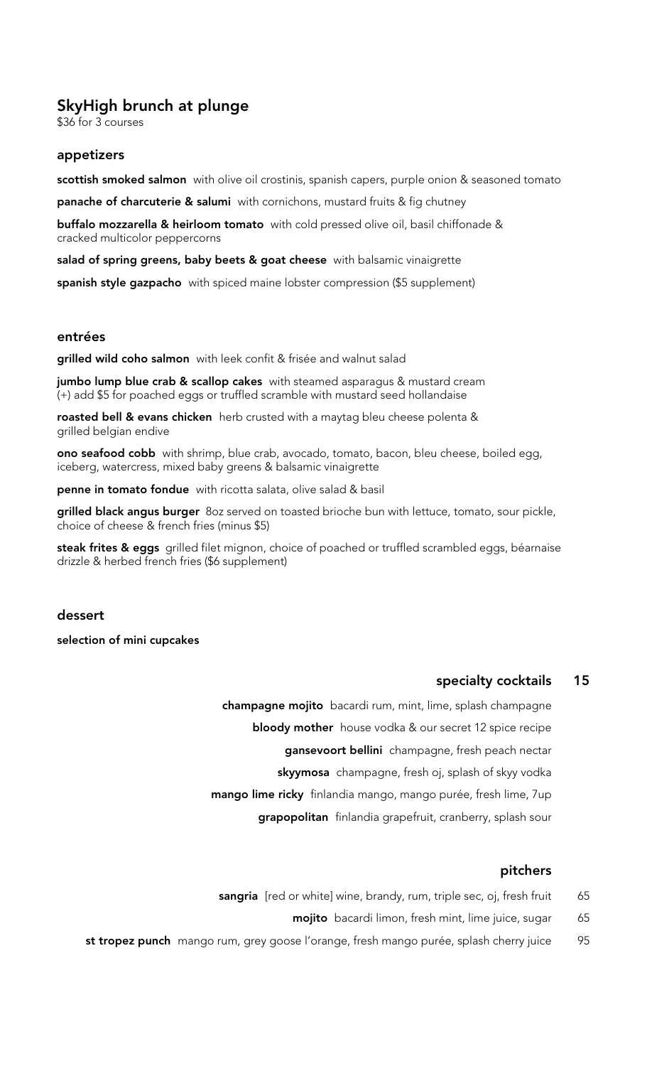# SkyHigh brunch at plunge

$36 for 3 courses

## appetizers

**scottish smoked salmon** with olive oil crostinis, spanish capers, purple onion & seasoned tomato

**panache of charcuterie & salumi** with cornichons, mustard fruits & fig chutney

**buffalo mozzarella & heirloom tomato** with cold pressed olive oil, basil chiffonade & cracked multicolor peppercorns

**salad of spring greens, baby beets & goat cheese** with balsamic vinaigrette

**spanish style gazpacho** with spiced maine lobster compression ($5 supplement)

## entrées

**grilled wild coho salmon** with leek confit & frisée and walnut salad

**jumbo lump blue crab & scallop cakes** with steamed asparagus & mustard cream
(+) add $5 for poached eggs or truffled scramble with mustard seed hollandaise

**roasted bell & evans chicken** herb crusted with a maytag bleu cheese polenta & grilled belgian endive

**ono seafood cobb** with shrimp, blue crab, avocado, tomato, bacon, bleu cheese, boiled egg, iceberg, watercress, mixed baby greens & balsamic vinaigrette

**penne in tomato fondue** with ricotta salata, olive salad & basil

**grilled black angus burger** 8oz served on toasted brioche bun with lettuce, tomato, sour pickle, choice of cheese & french fries (minus $5)

**steak frites & eggs** grilled filet mignon, choice of poached or truffled scrambled eggs, béarnaise drizzle & herbed french fries ($6 supplement)

## dessert

**selection of mini cupcakes**

## specialty cocktails 15

**champagne mojito** bacardi rum, mint, lime, splash champagne

**bloody mother** house vodka & our secret 12 spice recipe

**gansevoort bellini** champagne, fresh peach nectar

**skyymosa** champagne, fresh oj, splash of skyy vodka

**mango lime ricky** finlandia mango, mango purée, fresh lime, 7up

**grapopolitan** finlandia grapefruit, cranberry, splash sour

## pitchers

**sangria** [red or white] wine, brandy, rum, triple sec, oj, fresh fruit 65

**mojito** bacardi limon, fresh mint, lime juice, sugar 65

**st tropez punch** mango rum, grey goose l'orange, fresh mango purée, splash cherry juice 95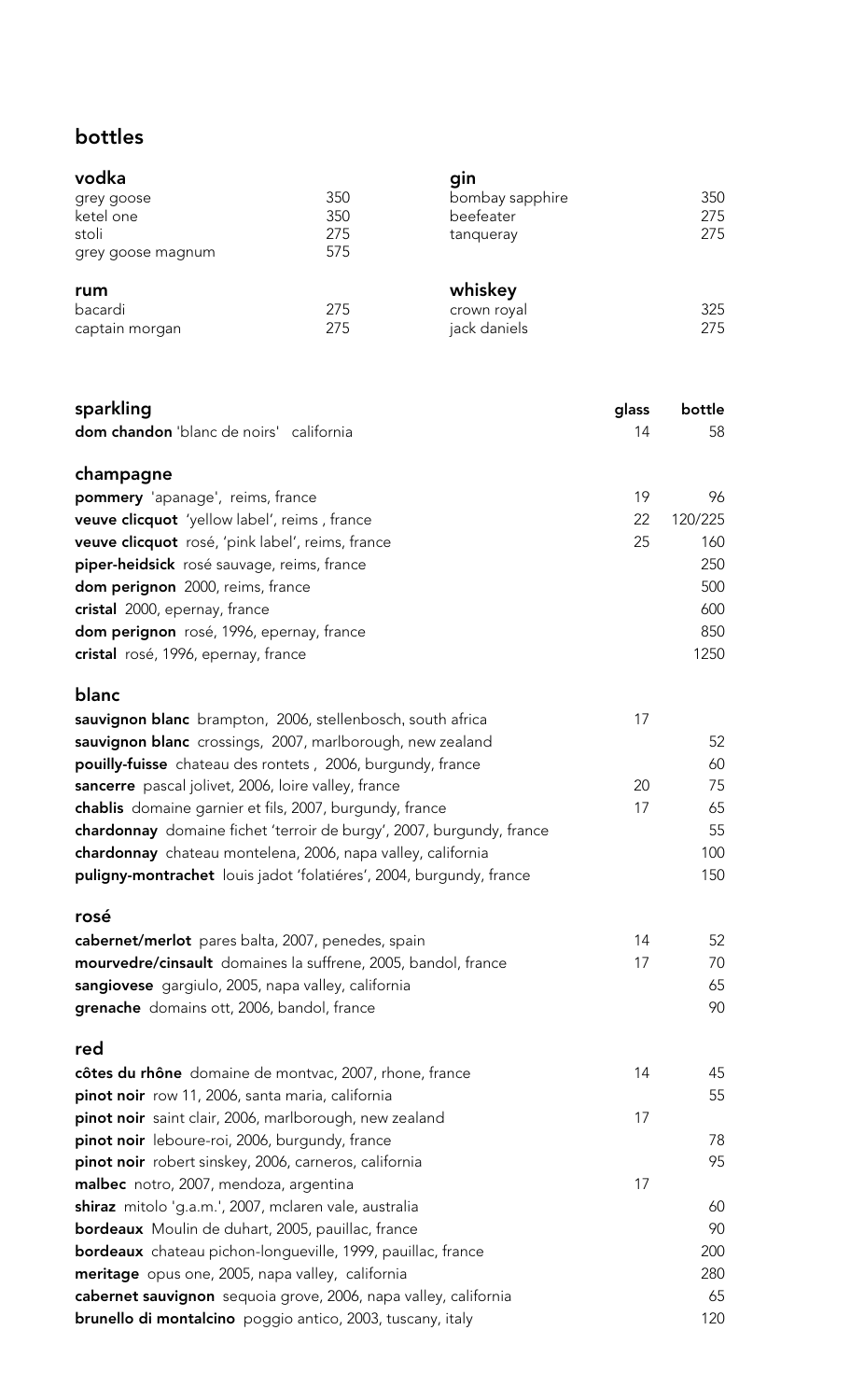## bottles

### vodka

| | |
|---|---|
| grey goose | 350 |
| ketel one | 350 |
| stoli | 275 |
| grey goose magnum | 575 |

### gin

| | |
|---|---|
| bombay sapphire | 350 |
| beefeater | 275 |
| tanqueray | 275 |

### rum

| | |
|---|---|
| bacardi | 275 |
| captain morgan | 275 |

### whiskey

| | |
|---|---|
| crown royal | 325 |
| jack daniels | 275 |

| | glass | bottle |
|---|---|---|
| **sparkling** | | |
| **dom chandon** 'blanc de noirs' california | 14 | 58 |
| **champagne** | | |
| **pommery** 'apanage', reims, france | 19 | 96 |
| **veuve clicquot** 'yellow label', reims , france | 22 | 120/225 |
| **veuve clicquot** rosé, 'pink label', reims, france | 25 | 160 |
| **piper-heidsick** rosé sauvage, reims, france | | 250 |
| **dom perignon** 2000, reims, france | | 500 |
| **cristal** 2000, epernay, france | | 600 |
| **dom perignon** rosé, 1996, epernay, france | | 850 |
| **cristal** rosé, 1996, epernay, france | | 1250 |
| **blanc** | | |
| **sauvignon blanc** brampton, 2006, stellenbosch, south africa | 17 | |
| **sauvignon blanc** crossings, 2007, marlborough, new zealand | | 52 |
| **pouilly-fuisse** chateau des rontets , 2006, burgundy, france | | 60 |
| **sancerre** pascal jolivet, 2006, loire valley, france | 20 | 75 |
| **chablis** domaine garnier et fils, 2007, burgundy, france | 17 | 65 |
| **chardonnay** domaine fichet 'terroir de burgy', 2007, burgundy, france | | 55 |
| **chardonnay** chateau montelena, 2006, napa valley, california | | 100 |
| **puligny-montrachet** louis jadot 'folatiéres', 2004, burgundy, france | | 150 |
| **rosé** | | |
| **cabernet/merlot** pares balta, 2007, penedes, spain | 14 | 52 |
| **mourvedre/cinsault** domaines la suffrene, 2005, bandol, france | 17 | 70 |
| **sangiovese** gargiulo, 2005, napa valley, california | | 65 |
| **grenache** domains ott, 2006, bandol, france | | 90 |
| **red** | | |
| **côtes du rhône** domaine de montvac, 2007, rhone, france | 14 | 45 |
| **pinot noir** row 11, 2006, santa maria, california | | 55 |
| **pinot noir** saint clair, 2006, marlborough, new zealand | 17 | |
| **pinot noir** leboure-roi, 2006, burgundy, france | | 78 |
| **pinot noir** robert sinskey, 2006, carneros, california | | 95 |
| **malbec** notro, 2007, mendoza, argentina | 17 | |
| **shiraz** mitolo 'g.a.m.', 2007, mclaren vale, australia | | 60 |
| **bordeaux** Moulin de duhart, 2005, pauillac, france | | 90 |
| **bordeaux** chateau pichon-longueville, 1999, pauillac, france | | 200 |
| **meritage** opus one, 2005, napa valley, california | | 280 |
| **cabernet sauvignon** sequoia grove, 2006, napa valley, california | | 65 |
| **brunello di montalcino** poggio antico, 2003, tuscany, italy | | 120 |